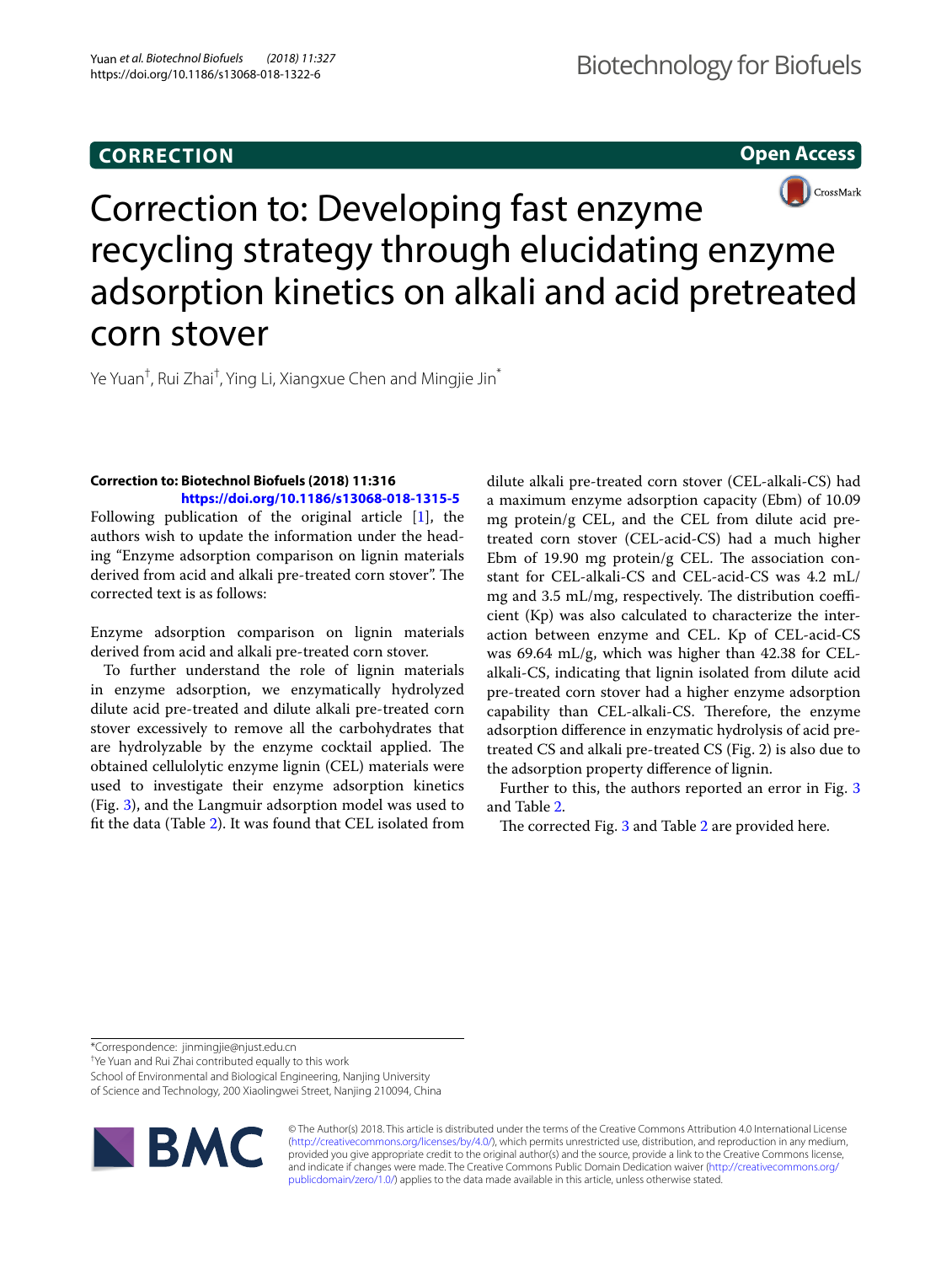# CORRECTION

**Open Access**

# Correction to: Developing fast enzyme recycling strategy through elucidating enzyme adsorption kinetics on alkali and acid pretreated corn stover

Ye Yuan[†], Rui Zhai[†], Ying Li, Xiangxue Chen and Mingjie Jin[*]

**Correction to: Biotechnol Biofuels (2018) 11:316**
**https://doi.org/10.1186/s13068-018-1315-5**

Following publication of the original article [1], the authors wish to update the information under the heading "Enzyme adsorption comparison on lignin materials derived from acid and alkali pre-treated corn stover". The corrected text is as follows:

Enzyme adsorption comparison on lignin materials derived from acid and alkali pre-treated corn stover.

To further understand the role of lignin materials in enzyme adsorption, we enzymatically hydrolyzed dilute acid pre-treated and dilute alkali pre-treated corn stover excessively to remove all the carbohydrates that are hydrolyzable by the enzyme cocktail applied. The obtained cellulolytic enzyme lignin (CEL) materials were used to investigate their enzyme adsorption kinetics (Fig. 3), and the Langmuir adsorption model was used to fit the data (Table 2). It was found that CEL isolated from dilute alkali pre-treated corn stover (CEL-alkali-CS) had a maximum enzyme adsorption capacity (Ebm) of 10.09 mg protein/g CEL, and the CEL from dilute acid pre-treated corn stover (CEL-acid-CS) had a much higher Ebm of 19.90 mg protein/g CEL. The association constant for CEL-alkali-CS and CEL-acid-CS was 4.2 mL/mg and 3.5 mL/mg, respectively. The distribution coefficient (Kp) was also calculated to characterize the interaction between enzyme and CEL. Kp of CEL-acid-CS was 69.64 mL/g, which was higher than 42.38 for CEL-alkali-CS, indicating that lignin isolated from dilute acid pre-treated corn stover had a higher enzyme adsorption capability than CEL-alkali-CS. Therefore, the enzyme adsorption difference in enzymatic hydrolysis of acid pre-treated CS and alkali pre-treated CS (Fig. 2) is also due to the adsorption property difference of lignin.

Further to this, the authors reported an error in Fig. 3 and Table 2.

The corrected Fig. 3 and Table 2 are provided here.

*Correspondence: jinmingjie@njust.edu.cn
[†]Ye Yuan and Rui Zhai contributed equally to this work
School of Environmental and Biological Engineering, Nanjing University of Science and Technology, 200 Xiaolingwei Street, Nanjing 210094, China

© The Author(s) 2018. This article is distributed under the terms of the Creative Commons Attribution 4.0 International License (http://creativecommons.org/licenses/by/4.0/), which permits unrestricted use, distribution, and reproduction in any medium, provided you give appropriate credit to the original author(s) and the source, provide a link to the Creative Commons license, and indicate if changes were made. The Creative Commons Public Domain Dedication waiver (http://creativecommons.org/publicdomain/zero/1.0/) applies to the data made available in this article, unless otherwise stated.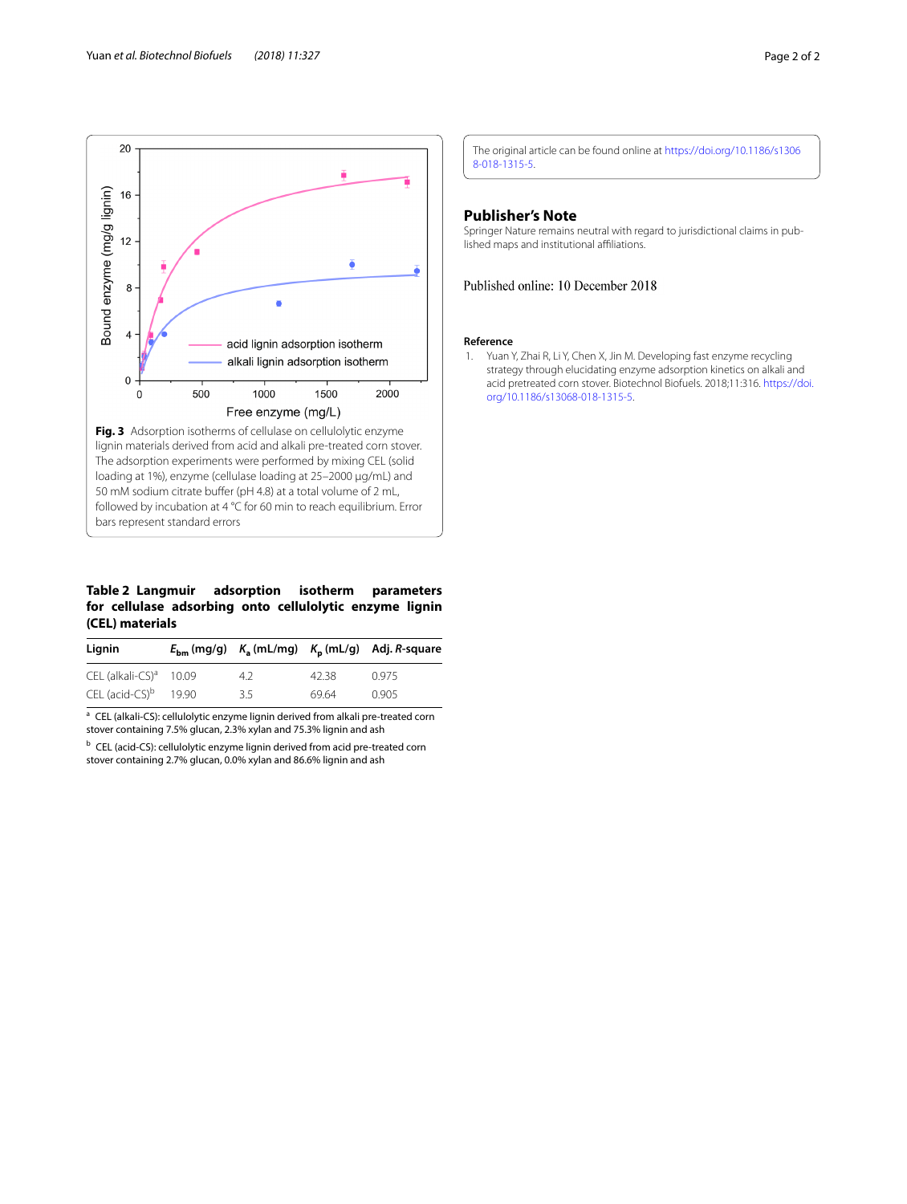20

16

12

8

4

0

Bound enzyme (mg/g lignin)

0 500 1000 1500 2000

Free enzyme (mg/L)

acid lignin adsorption isotherm

alkali lignin adsorption isotherm

**Fig. 3** Adsorption isotherms of cellulase on cellulolytic enzyme lignin materials derived from acid and alkali pre-treated corn stover. The adsorption experiments were performed by mixing CEL (solid loading at 1%), enzyme (cellulase loading at 25–2000 μg/mL) and 50 mM sodium citrate buffer (pH 4.8) at a total volume of 2 mL, followed by incubation at 4 °C for 60 min to reach equilibrium. Error bars represent standard errors

**Table 2 Langmuir adsorption isotherm parameters for cellulase adsorbing onto cellulolytic enzyme lignin (CEL) materials**

| Lignin | $E_{bm}$ (mg/g) | $K_a$ (mL/mg) | $K_p$ (mL/g) | Adj. *R*-square |
|---|---|---|---|---|
| CEL (alkali-CS)[a] | 10.09 | 4.2 | 42.38 | 0.975 |
| CEL (acid-CS)[b] | 19.90 | 3.5 | 69.64 | 0.905 |

[a] CEL (alkali-CS): cellulolytic enzyme lignin derived from alkali pre-treated corn stover containing 7.5% glucan, 2.3% xylan and 75.3% lignin and ash

[b] CEL (acid-CS): cellulolytic enzyme lignin derived from acid pre-treated corn stover containing 2.7% glucan, 0.0% xylan and 86.6% lignin and ash

The original article can be found online at https://doi.org/10.1186/s13068-018-1315-5.

## Publisher's Note

Springer Nature remains neutral with regard to jurisdictional claims in published maps and institutional affiliations.

Published online: 10 December 2018

### Reference

1. Yuan Y, Zhai R, Li Y, Chen X, Jin M. Developing fast enzyme recycling strategy through elucidating enzyme adsorption kinetics on alkali and acid pretreated corn stover. Biotechnol Biofuels. 2018;11:316. https://doi.org/10.1186/s13068-018-1315-5.